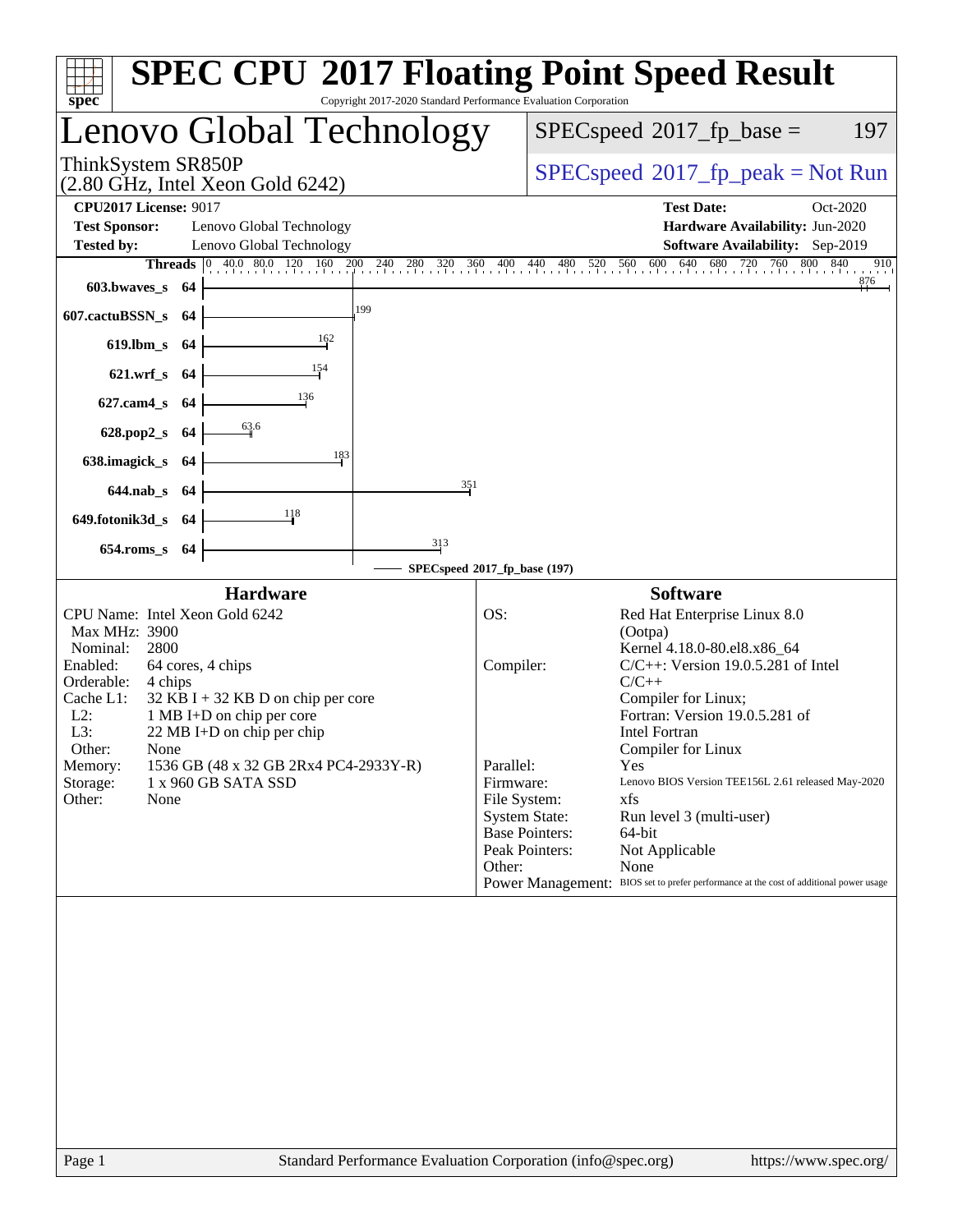# SPEC CPU 2017 Floating Point Speed Result

Copyright 2017-2020 Standard Performance Evaluation Corporation

## Lenovo Global Technology

ThinkSystem SR850P
(2.80 GHz, Intel Xeon Gold 6242)

SPECspeed 2017_fp_base = 197

SPECspeed 2017_fp_peak = Not Run

**CPU2017 License:** 9017
**Test Sponsor:** Lenovo Global Technology
**Tested by:** Lenovo Global Technology
**Test Date:** Oct-2020
**Hardware Availability:** Jun-2020
**Software Availability:** Sep-2019

| Benchmark | Threads | Base |
|---|---|---|
| 603.bwaves_s | 64 | 876 |
| 607.cactuBSSN_s | 64 | 199 |
| 619.lbm_s | 64 | 162 |
| 621.wrf_s | 64 | 154 |
| 627.cam4_s | 64 | 136 |
| 628.pop2_s | 64 | 63.6 |
| 638.imagick_s | 64 | 183 |
| 644.nab_s | 64 | 351 |
| 649.fotonik3d_s | 64 | 118 |
| 654.roms_s | 64 | 313 |

SPECspeed 2017_fp_base (197)

### Hardware

| | |
|---|---|
| CPU Name: | Intel Xeon Gold 6242 |
| Max MHz: | 3900 |
| Nominal: | 2800 |
| Enabled: | 64 cores, 4 chips |
| Orderable: | 4 chips |
| Cache L1: | 32 KB I + 32 KB D on chip per core |
| L2: | 1 MB I+D on chip per core |
| L3: | 22 MB I+D on chip per chip |
| Other: | None |
| Memory: | 1536 GB (48 x 32 GB 2Rx4 PC4-2933Y-R) |
| Storage: | 1 x 960 GB SATA SSD |
| Other: | None |

### Software

| | |
|---|---|
| OS: | Red Hat Enterprise Linux 8.0 (Ootpa) Kernel 4.18.0-80.el8.x86_64 |
| Compiler: | C/C++: Version 19.0.5.281 of Intel C/C++ Compiler for Linux; Fortran: Version 19.0.5.281 of Intel Fortran Compiler for Linux |
| Parallel: | Yes |
| Firmware: | Lenovo BIOS Version TEE156L 2.61 released May-2020 |
| File System: | xfs |
| System State: | Run level 3 (multi-user) |
| Base Pointers: | 64-bit |
| Peak Pointers: | Not Applicable |
| Other: | None |
| Power Management: | BIOS set to prefer performance at the cost of additional power usage |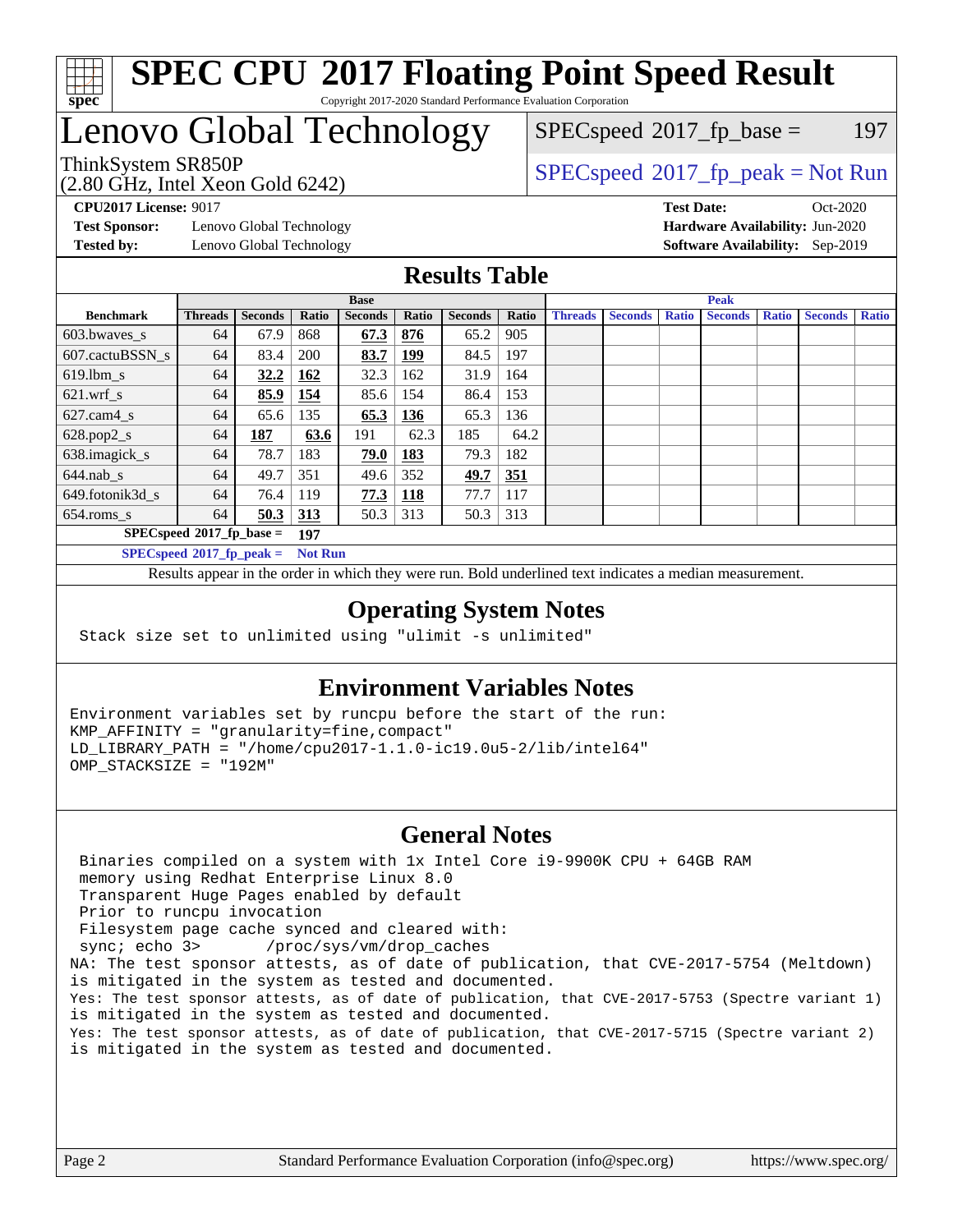# SPEC CPU 2017 Floating Point Speed Result

Copyright 2017-2020 Standard Performance Evaluation Corporation

# Lenovo Global Technology

ThinkSystem SR850P
(2.80 GHz, Intel Xeon Gold 6242)

SPECspeed 2017_fp_base = 197

SPECspeed 2017_fp_peak = Not Run

**CPU2017 License:** 9017
**Test Sponsor:** Lenovo Global Technology
**Tested by:** Lenovo Global Technology

**Test Date:** Oct-2020
**Hardware Availability:** Jun-2020
**Software Availability:** Sep-2019

## Results Table

| | Base | | | | | | | Peak | | | | | | |
|---|---|---|---|---|---|---|---|---|---|---|---|---|---|---|
| **Benchmark** | **Threads** | **Seconds** | **Ratio** | **Seconds** | **Ratio** | **Seconds** | **Ratio** | **Threads** | **Seconds** | **Ratio** | **Seconds** | **Ratio** | **Seconds** | **Ratio** |
| 603.bwaves_s | 64 | 67.9 | 868 | **67.3** | **876** | 65.2 | 905 | | | | | | | |
| 607.cactuBSSN_s | 64 | 83.4 | 200 | **83.7** | **199** | 84.5 | 197 | | | | | | | |
| 619.lbm_s | 64 | **32.2** | **162** | 32.3 | 162 | 31.9 | 164 | | | | | | | |
| 621.wrf_s | 64 | **85.9** | **154** | 85.6 | 154 | 86.4 | 153 | | | | | | | |
| 627.cam4_s | 64 | 65.6 | 135 | **65.3** | **136** | 65.3 | 136 | | | | | | | |
| 628.pop2_s | 64 | **187** | **63.6** | 191 | 62.3 | 185 | 64.2 | | | | | | | |
| 638.imagick_s | 64 | 78.7 | 183 | **79.0** | **183** | 79.3 | 182 | | | | | | | |
| 644.nab_s | 64 | 49.7 | 351 | 49.6 | 352 | **49.7** | **351** | | | | | | | |
| 649.fotonik3d_s | 64 | 76.4 | 119 | **77.3** | **118** | 77.7 | 117 | | | | | | | |
| 654.roms_s | 64 | **50.3** | **313** | 50.3 | 313 | 50.3 | 313 | | | | | | | |

**SPECspeed 2017_fp_base =** **197**

**SPECspeed 2017_fp_peak =** **Not Run**

Results appear in the order in which they were run. Bold underlined text indicates a median measurement.

## Operating System Notes

```
Stack size set to unlimited using "ulimit -s unlimited"
```

## Environment Variables Notes

```
Environment variables set by runcpu before the start of the run:
KMP_AFFINITY = "granularity=fine,compact"
LD_LIBRARY_PATH = "/home/cpu2017-1.1.0-ic19.0u5-2/lib/intel64"
OMP_STACKSIZE = "192M"
```

## General Notes

```
 Binaries compiled on a system with 1x Intel Core i9-9900K CPU + 64GB RAM
 memory using Redhat Enterprise Linux 8.0
 Transparent Huge Pages enabled by default
 Prior to runcpu invocation
 Filesystem page cache synced and cleared with:
 sync; echo 3>       /proc/sys/vm/drop_caches
NA: The test sponsor attests, as of date of publication, that CVE-2017-5754 (Meltdown)
is mitigated in the system as tested and documented.
Yes: The test sponsor attests, as of date of publication, that CVE-2017-5753 (Spectre variant 1)
is mitigated in the system as tested and documented.
Yes: The test sponsor attests, as of date of publication, that CVE-2017-5715 (Spectre variant 2)
is mitigated in the system as tested and documented.
```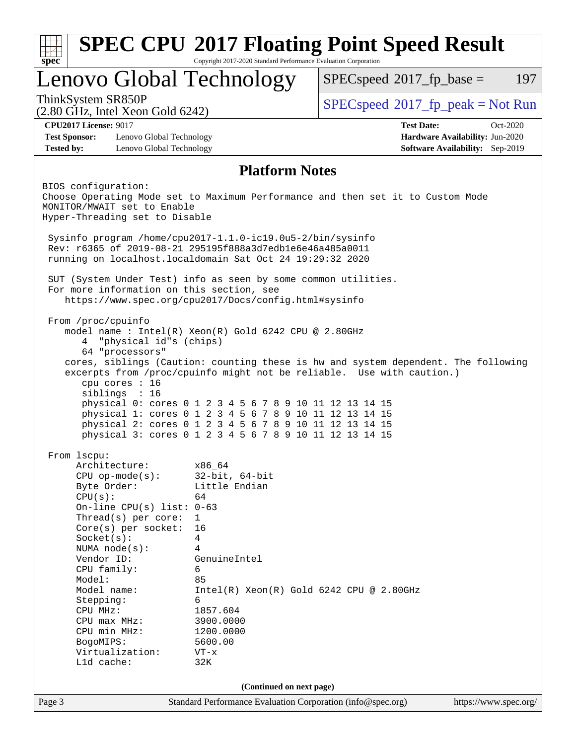## Platform Notes

BIOS configuration:
Choose Operating Mode set to Maximum Performance and then set it to Custom Mode
MONITOR/MWAIT set to Enable
Hyper-Threading set to Disable

```
 Sysinfo program /home/cpu2017-1.1.0-ic19.0u5-2/bin/sysinfo
 Rev: r6365 of 2019-08-21 295195f888a3d7edb1e6e46a485a0011
 running on localhost.localdomain Sat Oct 24 19:29:32 2020

 SUT (System Under Test) info as seen by some common utilities.
 For more information on this section, see
    https://www.spec.org/cpu2017/Docs/config.html#sysinfo

 From /proc/cpuinfo
    model name : Intel(R) Xeon(R) Gold 6242 CPU @ 2.80GHz
       4  "physical id"s (chips)
       64 "processors"
    cores, siblings (Caution: counting these is hw and system dependent. The following
    excerpts from /proc/cpuinfo might not be reliable.  Use with caution.)
       cpu cores : 16
       siblings  : 16
       physical 0: cores 0 1 2 3 4 5 6 7 8 9 10 11 12 13 14 15
       physical 1: cores 0 1 2 3 4 5 6 7 8 9 10 11 12 13 14 15
       physical 2: cores 0 1 2 3 4 5 6 7 8 9 10 11 12 13 14 15
       physical 3: cores 0 1 2 3 4 5 6 7 8 9 10 11 12 13 14 15

 From lscpu:
      Architecture:        x86_64
      CPU op-mode(s):      32-bit, 64-bit
      Byte Order:          Little Endian
      CPU(s):              64
      On-line CPU(s) list: 0-63
      Thread(s) per core:  1
      Core(s) per socket:  16
      Socket(s):           4
      NUMA node(s):        4
      Vendor ID:           GenuineIntel
      CPU family:          6
      Model:               85
      Model name:          Intel(R) Xeon(R) Gold 6242 CPU @ 2.80GHz
      Stepping:            6
      CPU MHz:             1857.604
      CPU max MHz:         3900.0000
      CPU min MHz:         1200.0000
      BogoMIPS:            5600.00
      Virtualization:      VT-x
      L1d cache:           32K
```

(Continued on next page)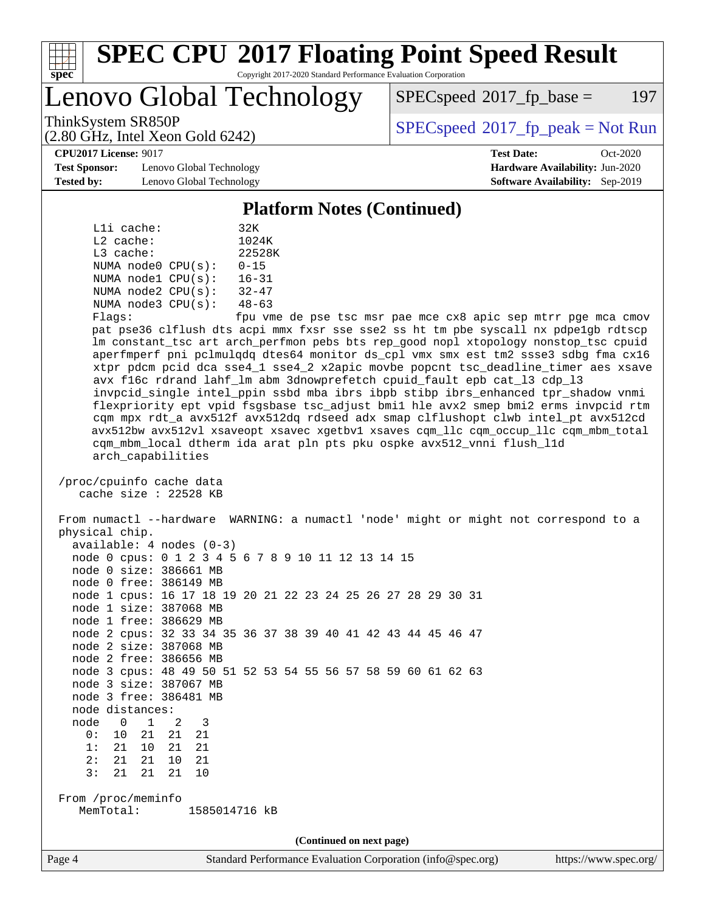# SPEC CPU 2017 Floating Point Speed Result

Copyright 2017-2020 Standard Performance Evaluation Corporation

## Lenovo Global Technology

ThinkSystem SR850P
(2.80 GHz, Intel Xeon Gold 6242)

SPECspeed 2017_fp_base = 197

SPECspeed 2017_fp_peak = Not Run

**CPU2017 License:** 9017
**Test Sponsor:** Lenovo Global Technology
**Tested by:** Lenovo Global Technology

**Test Date:** Oct-2020
**Hardware Availability:** Jun-2020
**Software Availability:** Sep-2019

### Platform Notes (Continued)

```
     L1i cache:             32K
     L2 cache:              1024K
     L3 cache:              22528K
     NUMA node0 CPU(s):     0-15
     NUMA node1 CPU(s):     16-31
     NUMA node2 CPU(s):     32-47
     NUMA node3 CPU(s):     48-63
     Flags:                 fpu vme de pse tsc msr pae mce cx8 apic sep mtrr pge mca cmov
     pat pse36 clflush dts acpi mmx fxsr sse sse2 ss ht tm pbe syscall nx pdpe1gb rdtscp
     lm constant_tsc art arch_perfmon pebs bts rep_good nopl xtopology nonstop_tsc cpuid
     aperfmperf pni pclmulqdq dtes64 monitor ds_cpl vmx smx est tm2 ssse3 sdbg fma cx16
     xtpr pdcm pcid dca sse4_1 sse4_2 x2apic movbe popcnt tsc_deadline_timer aes xsave
     avx f16c rdrand lahf_lm abm 3dnowprefetch cpuid_fault epb cat_l3 cdp_l3
     invpcid_single intel_ppin ssbd mba ibrs ibpb stibp ibrs_enhanced tpr_shadow vnmi
     flexpriority ept vpid fsgsbase tsc_adjust bmi1 hle avx2 smep bmi2 erms invpcid rtm
     cqm mpx rdt_a avx512f avx512dq rdseed adx smap clflushopt clwb intel_pt avx512cd
     avx512bw avx512vl xsaveopt xsavec xgetbv1 xsaves cqm_llc cqm_occup_llc cqm_mbm_total
     cqm_mbm_local dtherm ida arat pln pts pku ospke avx512_vnni flush_l1d
     arch_capabilities

 /proc/cpuinfo cache data
    cache size : 22528 KB

 From numactl --hardware  WARNING: a numactl 'node' might or might not correspond to a
 physical chip.
   available: 4 nodes (0-3)
   node 0 cpus: 0 1 2 3 4 5 6 7 8 9 10 11 12 13 14 15
   node 0 size: 386661 MB
   node 0 free: 386149 MB
   node 1 cpus: 16 17 18 19 20 21 22 23 24 25 26 27 28 29 30 31
   node 1 size: 387068 MB
   node 1 free: 386629 MB
   node 2 cpus: 32 33 34 35 36 37 38 39 40 41 42 43 44 45 46 47
   node 2 size: 387068 MB
   node 2 free: 386656 MB
   node 3 cpus: 48 49 50 51 52 53 54 55 56 57 58 59 60 61 62 63
   node 3 size: 387067 MB
   node 3 free: 386481 MB
   node distances:
   node   0   1   2   3
     0:  10  21  21  21
     1:  21  10  21  21
     2:  21  21  10  21
     3:  21  21  21  10

 From /proc/meminfo
    MemTotal:       1585014716 kB
```

(Continued on next page)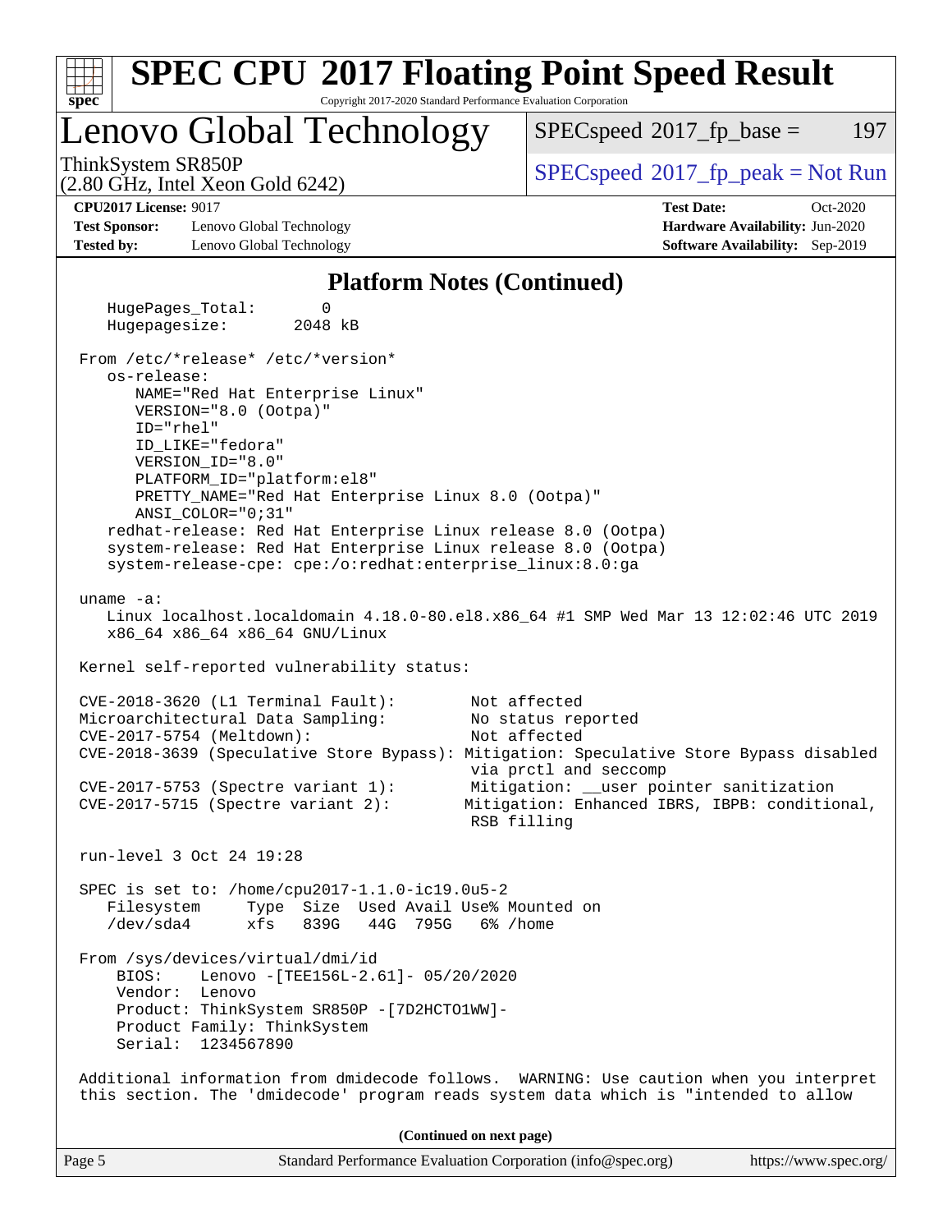## Platform Notes (Continued)

```
    HugePages_Total:       0
    Hugepagesize:       2048 kB

 From /etc/*release* /etc/*version*
    os-release:
       NAME="Red Hat Enterprise Linux"
       VERSION="8.0 (Ootpa)"
       ID="rhel"
       ID_LIKE="fedora"
       VERSION_ID="8.0"
       PLATFORM_ID="platform:el8"
       PRETTY_NAME="Red Hat Enterprise Linux 8.0 (Ootpa)"
       ANSI_COLOR="0;31"
    redhat-release: Red Hat Enterprise Linux release 8.0 (Ootpa)
    system-release: Red Hat Enterprise Linux release 8.0 (Ootpa)
    system-release-cpe: cpe:/o:redhat:enterprise_linux:8.0:ga

 uname -a:
    Linux localhost.localdomain 4.18.0-80.el8.x86_64 #1 SMP Wed Mar 13 12:02:46 UTC 2019
    x86_64 x86_64 x86_64 GNU/Linux

 Kernel self-reported vulnerability status:

 CVE-2018-3620 (L1 Terminal Fault):         Not affected
 Microarchitectural Data Sampling:          No status reported
 CVE-2017-5754 (Meltdown):                  Not affected
 CVE-2018-3639 (Speculative Store Bypass): Mitigation: Speculative Store Bypass disabled
                                             via prctl and seccomp
 CVE-2017-5753 (Spectre variant 1):         Mitigation: __user pointer sanitization
 CVE-2017-5715 (Spectre variant 2):        Mitigation: Enhanced IBRS, IBPB: conditional,
                                             RSB filling

 run-level 3 Oct 24 19:28

 SPEC is set to: /home/cpu2017-1.1.0-ic19.0u5-2
    Filesystem     Type  Size  Used Avail Use% Mounted on
    /dev/sda4      xfs   839G   44G  795G   6% /home

 From /sys/devices/virtual/dmi/id
     BIOS:    Lenovo -[TEE156L-2.61]- 05/20/2020
     Vendor:  Lenovo
     Product: ThinkSystem SR850P -[7D2HCTO1WW]-
     Product Family: ThinkSystem
     Serial:  1234567890

 Additional information from dmidecode follows.  WARNING: Use caution when you interpret
 this section. The 'dmidecode' program reads system data which is "intended to allow
```

**(Continued on next page)**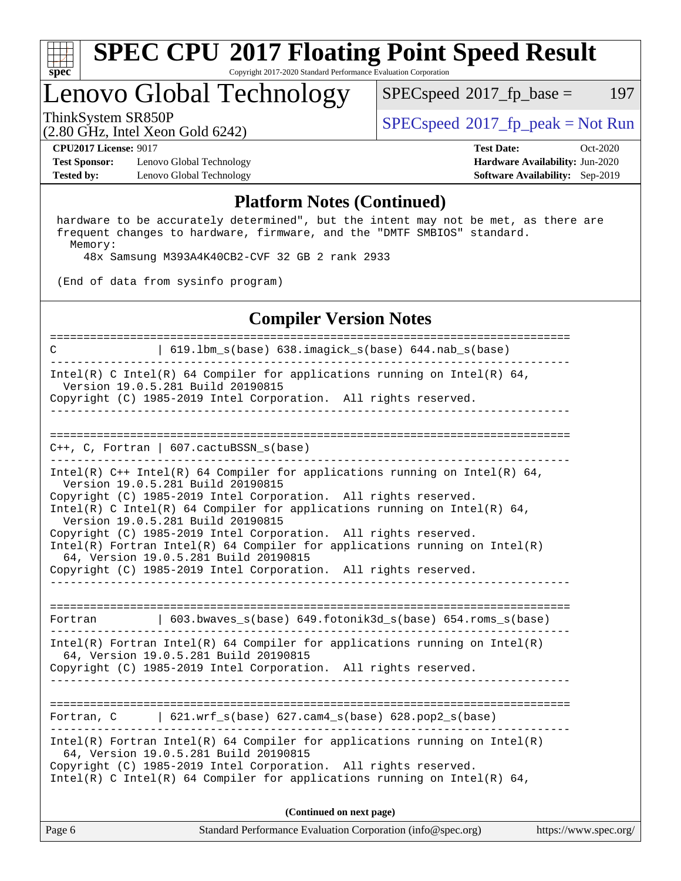## Platform Notes (Continued)

```
 hardware to be accurately determined", but the intent may not be met, as there are
 frequent changes to hardware, firmware, and the "DMTF SMBIOS" standard.
   Memory:
     48x Samsung M393A4K40CB2-CVF 32 GB 2 rank 2933

 (End of data from sysinfo program)
```

## Compiler Version Notes

```
==============================================================================
C               | 619.lbm_s(base) 638.imagick_s(base) 644.nab_s(base)
------------------------------------------------------------------------------
Intel(R) C Intel(R) 64 Compiler for applications running on Intel(R) 64,
  Version 19.0.5.281 Build 20190815
Copyright (C) 1985-2019 Intel Corporation.  All rights reserved.
------------------------------------------------------------------------------

==============================================================================
C++, C, Fortran | 607.cactuBSSN_s(base)
------------------------------------------------------------------------------
Intel(R) C++ Intel(R) 64 Compiler for applications running on Intel(R) 64,
  Version 19.0.5.281 Build 20190815
Copyright (C) 1985-2019 Intel Corporation.  All rights reserved.
Intel(R) C Intel(R) 64 Compiler for applications running on Intel(R) 64,
  Version 19.0.5.281 Build 20190815
Copyright (C) 1985-2019 Intel Corporation.  All rights reserved.
Intel(R) Fortran Intel(R) 64 Compiler for applications running on Intel(R)
  64, Version 19.0.5.281 Build 20190815
Copyright (C) 1985-2019 Intel Corporation.  All rights reserved.
------------------------------------------------------------------------------

==============================================================================
Fortran         | 603.bwaves_s(base) 649.fotonik3d_s(base) 654.roms_s(base)
------------------------------------------------------------------------------
Intel(R) Fortran Intel(R) 64 Compiler for applications running on Intel(R)
  64, Version 19.0.5.281 Build 20190815
Copyright (C) 1985-2019 Intel Corporation.  All rights reserved.
------------------------------------------------------------------------------

==============================================================================
Fortran, C      | 621.wrf_s(base) 627.cam4_s(base) 628.pop2_s(base)
------------------------------------------------------------------------------
Intel(R) Fortran Intel(R) 64 Compiler for applications running on Intel(R)
  64, Version 19.0.5.281 Build 20190815
Copyright (C) 1985-2019 Intel Corporation.  All rights reserved.
Intel(R) C Intel(R) 64 Compiler for applications running on Intel(R) 64,
```

(Continued on next page)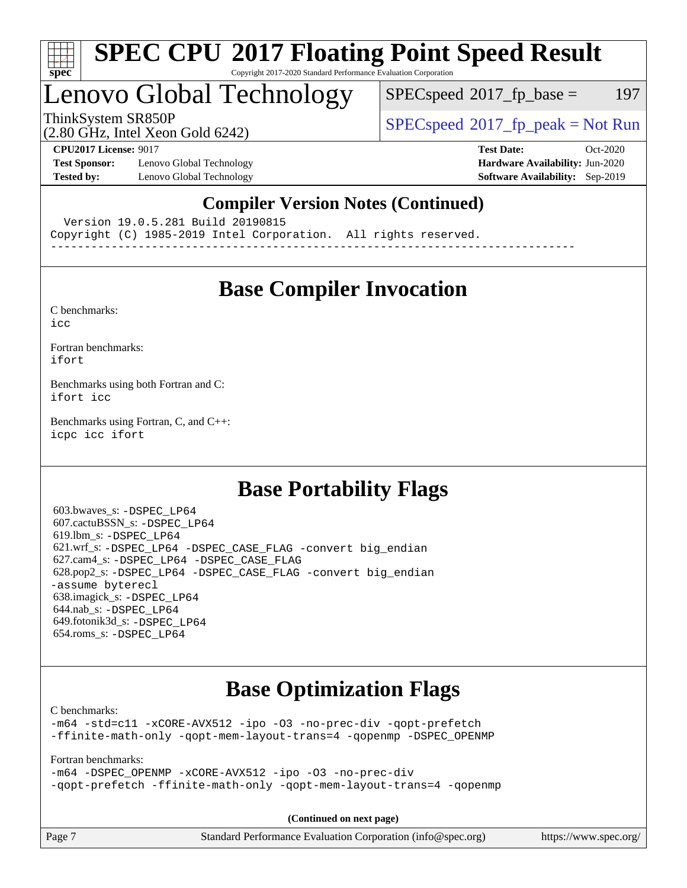# SPEC CPU 2017 Floating Point Speed Result

Copyright 2017-2020 Standard Performance Evaluation Corporation

## Lenovo Global Technology

ThinkSystem SR850P
(2.80 GHz, Intel Xeon Gold 6242)

SPECspeed 2017_fp_base = 197

SPECspeed 2017_fp_peak = Not Run

**CPU2017 License:** 9017
**Test Sponsor:** Lenovo Global Technology
**Tested by:** Lenovo Global Technology

**Test Date:** Oct-2020
**Hardware Availability:** Jun-2020
**Software Availability:** Sep-2019

### Compiler Version Notes (Continued)

```
  Version 19.0.5.281 Build 20190815
Copyright (C) 1985-2019 Intel Corporation.  All rights reserved.
------------------------------------------------------------------------------
```

## Base Compiler Invocation

C benchmarks:
`icc`

Fortran benchmarks:
`ifort`

Benchmarks using both Fortran and C:
`ifort icc`

Benchmarks using Fortran, C, and C++:
`icpc icc ifort`

## Base Portability Flags

603.bwaves_s: -DSPEC_LP64
607.cactuBSSN_s: -DSPEC_LP64
619.lbm_s: -DSPEC_LP64
621.wrf_s: -DSPEC_LP64 -DSPEC_CASE_FLAG -convert big_endian
627.cam4_s: -DSPEC_LP64 -DSPEC_CASE_FLAG
628.pop2_s: -DSPEC_LP64 -DSPEC_CASE_FLAG -convert big_endian -assume byterecl
638.imagick_s: -DSPEC_LP64
644.nab_s: -DSPEC_LP64
649.fotonik3d_s: -DSPEC_LP64
654.roms_s: -DSPEC_LP64

## Base Optimization Flags

C benchmarks:
```
-m64 -std=c11 -xCORE-AVX512 -ipo -O3 -no-prec-div -qopt-prefetch
-ffinite-math-only -qopt-mem-layout-trans=4 -qopenmp -DSPEC_OPENMP
```

Fortran benchmarks:
```
-m64 -DSPEC_OPENMP -xCORE-AVX512 -ipo -O3 -no-prec-div
-qopt-prefetch -ffinite-math-only -qopt-mem-layout-trans=4 -qopenmp
```

**(Continued on next page)**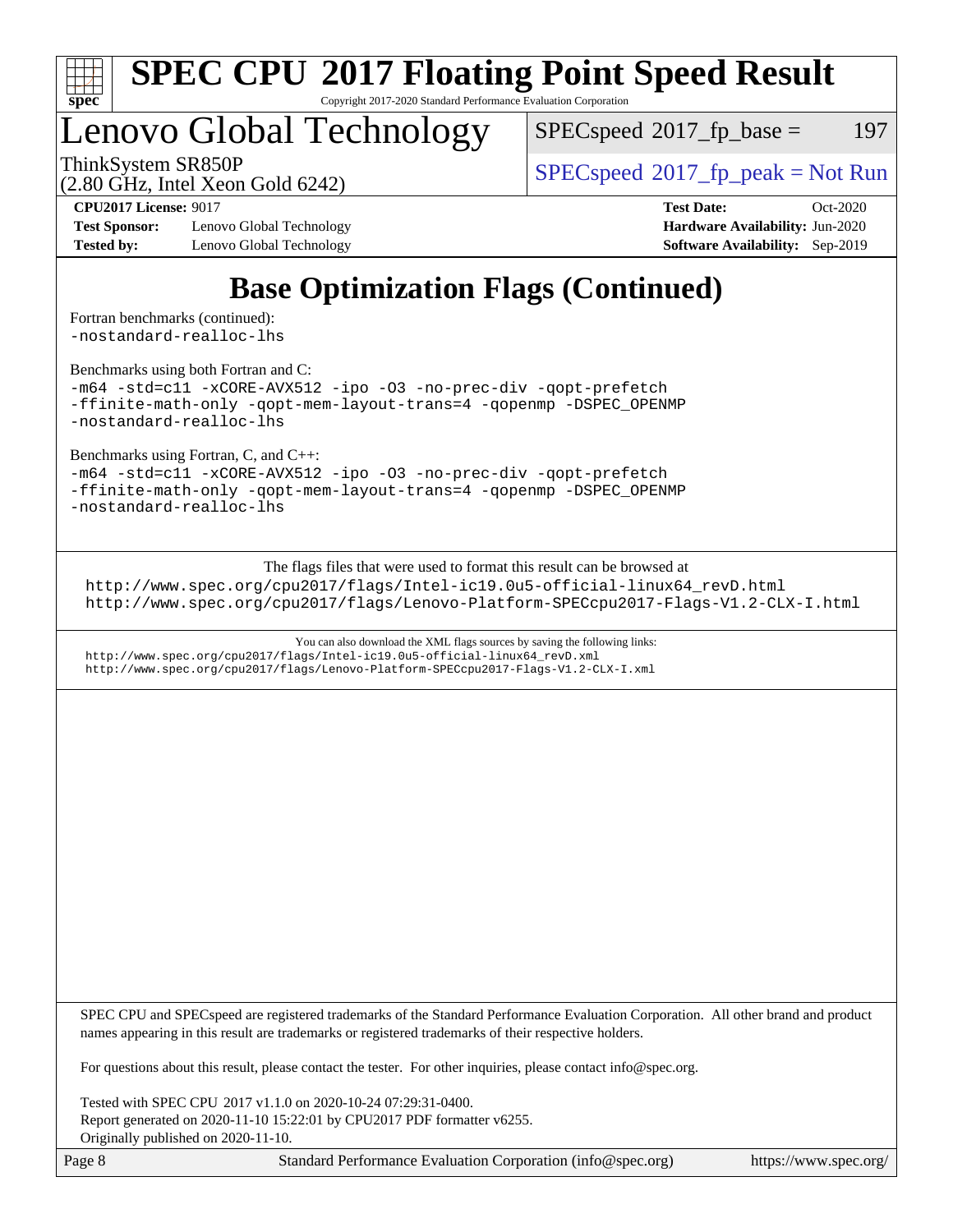# Base Optimization Flags (Continued)

Fortran benchmarks (continued):
-nostandard-realloc-lhs

Benchmarks using both Fortran and C:
-m64 -std=c11 -xCORE-AVX512 -ipo -O3 -no-prec-div -qopt-prefetch
-ffinite-math-only -qopt-mem-layout-trans=4 -qopenmp -DSPEC_OPENMP
-nostandard-realloc-lhs

Benchmarks using Fortran, C, and C++:
-m64 -std=c11 -xCORE-AVX512 -ipo -O3 -no-prec-div -qopt-prefetch
-ffinite-math-only -qopt-mem-layout-trans=4 -qopenmp -DSPEC_OPENMP
-nostandard-realloc-lhs

The flags files that were used to format this result can be browsed at
http://www.spec.org/cpu2017/flags/Intel-ic19.0u5-official-linux64_revD.html
http://www.spec.org/cpu2017/flags/Lenovo-Platform-SPECcpu2017-Flags-V1.2-CLX-I.html

You can also download the XML flags sources by saving the following links:
http://www.spec.org/cpu2017/flags/Intel-ic19.0u5-official-linux64_revD.xml
http://www.spec.org/cpu2017/flags/Lenovo-Platform-SPECcpu2017-Flags-V1.2-CLX-I.xml

SPEC CPU and SPECspeed are registered trademarks of the Standard Performance Evaluation Corporation. All other brand and product names appearing in this result are trademarks or registered trademarks of their respective holders.

For questions about this result, please contact the tester. For other inquiries, please contact info@spec.org.

Tested with SPEC CPU 2017 v1.1.0 on 2020-10-24 07:29:31-0400.
Report generated on 2020-11-10 15:22:01 by CPU2017 PDF formatter v6255.
Originally published on 2020-11-10.